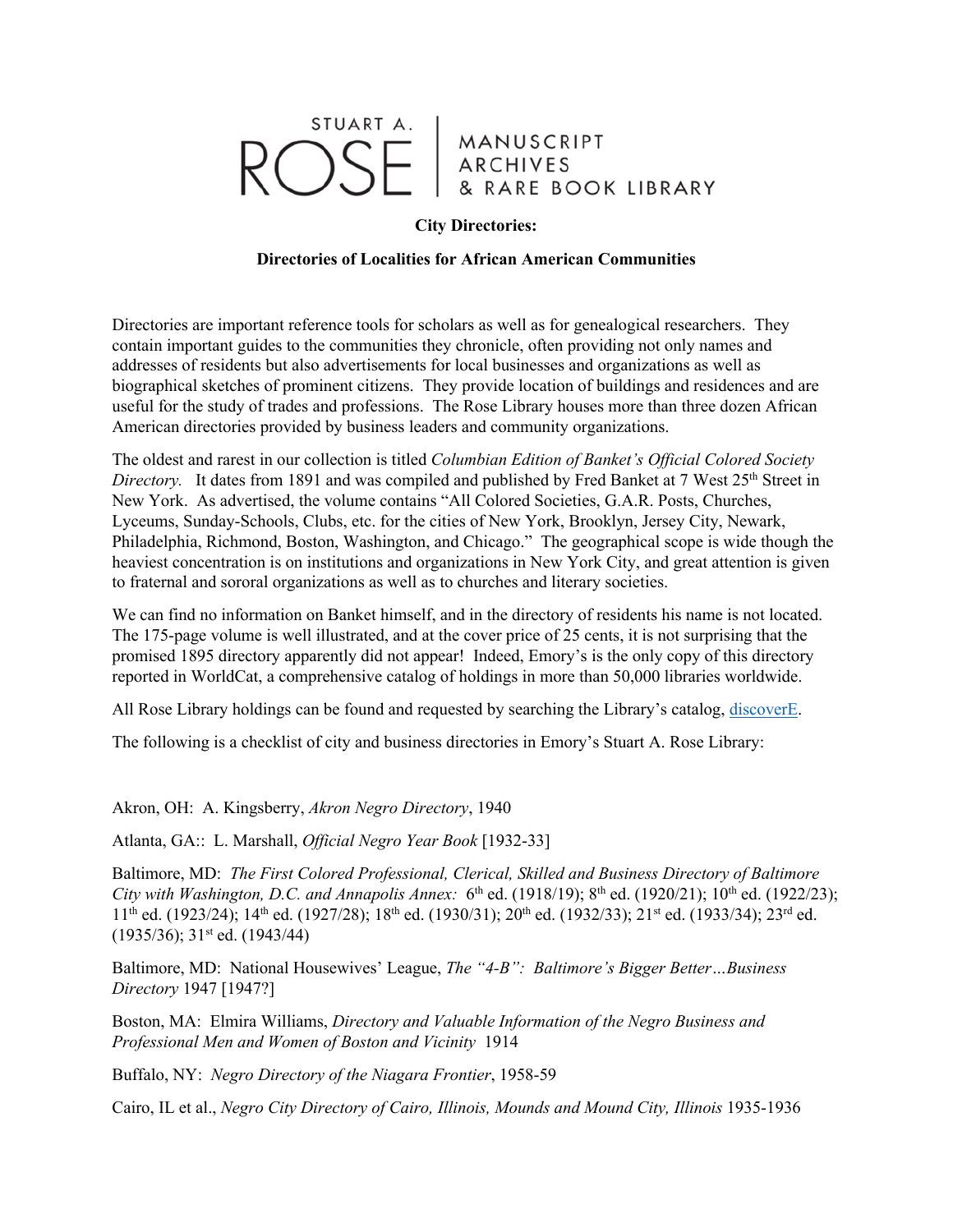STUART A. ROSE | MANUSCRIPT ARCHIVES & RARE BOOK LIBRARY

**City Directories:**

**Directories of Localities for African American Communities**

Directories are important reference tools for scholars as well as for genealogical researchers. They contain important guides to the communities they chronicle, often providing not only names and addresses of residents but also advertisements for local businesses and organizations as well as biographical sketches of prominent citizens. They provide location of buildings and residences and are useful for the study of trades and professions. The Rose Library houses more than three dozen African American directories provided by business leaders and community organizations.

The oldest and rarest in our collection is titled *Columbian Edition of Banket's Official Colored Society Directory.* It dates from 1891 and was compiled and published by Fred Banket at 7 West 25th Street in New York. As advertised, the volume contains "All Colored Societies, G.A.R. Posts, Churches, Lyceums, Sunday-Schools, Clubs, etc. for the cities of New York, Brooklyn, Jersey City, Newark, Philadelphia, Richmond, Boston, Washington, and Chicago." The geographical scope is wide though the heaviest concentration is on institutions and organizations in New York City, and great attention is given to fraternal and sororal organizations as well as to churches and literary societies.

We can find no information on Banket himself, and in the directory of residents his name is not located. The 175-page volume is well illustrated, and at the cover price of 25 cents, it is not surprising that the promised 1895 directory apparently did not appear! Indeed, Emory's is the only copy of this directory reported in WorldCat, a comprehensive catalog of holdings in more than 50,000 libraries worldwide.

All Rose Library holdings can be found and requested by searching the Library's catalog, discoverE.

The following is a checklist of city and business directories in Emory's Stuart A. Rose Library:

Akron, OH: A. Kingsberry, *Akron Negro Directory*, 1940

Atlanta, GA:: L. Marshall, *Official Negro Year Book* [1932-33]

Baltimore, MD: *The First Colored Professional, Clerical, Skilled and Business Directory of Baltimore City with Washington, D.C. and Annapolis Annex:* 6th ed. (1918/19); 8th ed. (1920/21); 10th ed. (1922/23); 11th ed. (1923/24); 14th ed. (1927/28); 18th ed. (1930/31); 20th ed. (1932/33); 21st ed. (1933/34); 23rd ed. (1935/36); 31st ed. (1943/44)

Baltimore, MD: National Housewives' League, *The "4-B": Baltimore's Bigger Better…Business Directory* 1947 [1947?]

Boston, MA: Elmira Williams, *Directory and Valuable Information of the Negro Business and Professional Men and Women of Boston and Vicinity* 1914

Buffalo, NY: *Negro Directory of the Niagara Frontier*, 1958-59

Cairo, IL et al., *Negro City Directory of Cairo, Illinois, Mounds and Mound City, Illinois* 1935-1936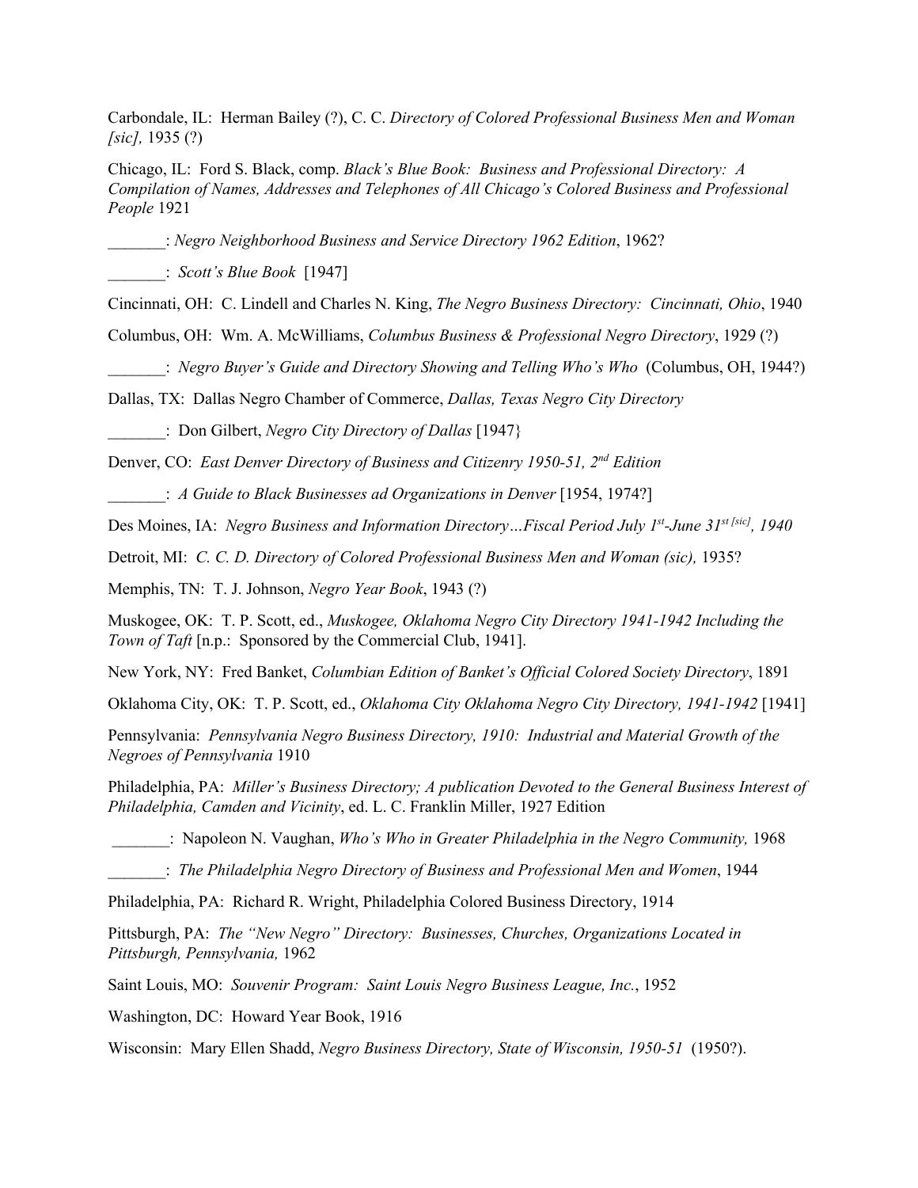Carbondale, IL:  Herman Bailey (?), C. C. *Directory of Colored Professional Business Men and Woman [sic],* 1935 (?)

Chicago, IL:  Ford S. Black, comp. *Black's Blue Book:  Business and Professional Directory:  A Compilation of Names, Addresses and Telephones of All Chicago's Colored Business and Professional People* 1921

_______: *Negro Neighborhood Business and Service Directory 1962 Edition*, 1962?

_______:  *Scott's Blue Book*  [1947]

Cincinnati, OH:  C. Lindell and Charles N. King, *The Negro Business Directory:  Cincinnati, Ohio*, 1940

Columbus, OH:  Wm. A. McWilliams, *Columbus Business & Professional Negro Directory*, 1929 (?)

_______:  *Negro Buyer's Guide and Directory Showing and Telling Who's Who*  (Columbus, OH, 1944?)

Dallas, TX:  Dallas Negro Chamber of Commerce, *Dallas, Texas Negro City Directory*

_______:  Don Gilbert, *Negro City Directory of Dallas* [1947}

Denver, CO:  *East Denver Directory of Business and Citizenry 1950-51, 2nd Edition*

_______:  *A Guide to Black Businesses ad Organizations in Denver* [1954, 1974?]

Des Moines, IA:  *Negro Business and Information Directory…Fiscal Period July 1st-June 31st [sic], 1940*

Detroit, MI:  *C. C. D. Directory of Colored Professional Business Men and Woman (sic),* 1935?

Memphis, TN:  T. J. Johnson, *Negro Year Book*, 1943 (?)

Muskogee, OK:  T. P. Scott, ed., *Muskogee, Oklahoma Negro City Directory 1941-1942 Including the Town of Taft* [n.p.:  Sponsored by the Commercial Club, 1941].

New York, NY:  Fred Banket, *Columbian Edition of Banket's Official Colored Society Directory*, 1891

Oklahoma City, OK:  T. P. Scott, ed., *Oklahoma City Oklahoma Negro City Directory, 1941-1942* [1941]

Pennsylvania:  *Pennsylvania Negro Business Directory, 1910:  Industrial and Material Growth of the Negroes of Pennsylvania* 1910

Philadelphia, PA:  *Miller's Business Directory; A publication Devoted to the General Business Interest of Philadelphia, Camden and Vicinity*, ed. L. C. Franklin Miller, 1927 Edition

_______:  Napoleon N. Vaughan, *Who's Who in Greater Philadelphia in the Negro Community,* 1968

_______:  *The Philadelphia Negro Directory of Business and Professional Men and Women*, 1944

Philadelphia, PA:  Richard R. Wright, Philadelphia Colored Business Directory, 1914

Pittsburgh, PA:  *The "New Negro" Directory:  Businesses, Churches, Organizations Located in Pittsburgh, Pennsylvania,* 1962

Saint Louis, MO:  *Souvenir Program:  Saint Louis Negro Business League, Inc.*, 1952

Washington, DC:  Howard Year Book, 1916

Wisconsin:  Mary Ellen Shadd, *Negro Business Directory, State of Wisconsin, 1950-51*  (1950?).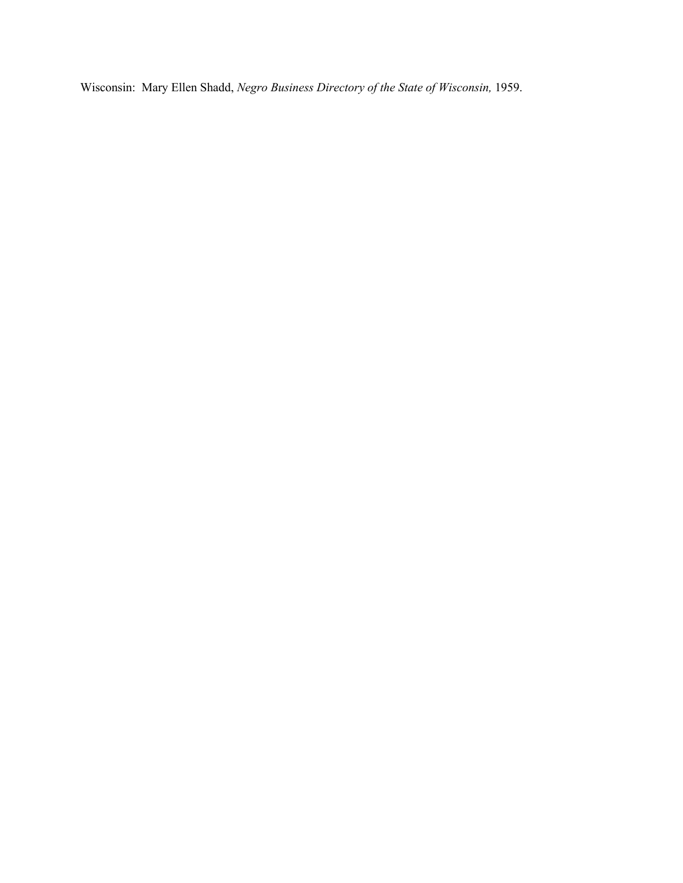Wisconsin: Mary Ellen Shadd, *Negro Business Directory of the State of Wisconsin,* 1959.